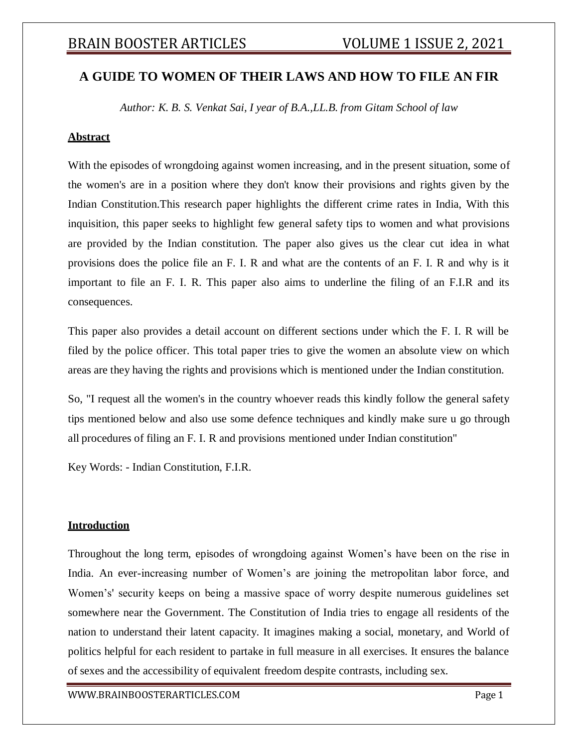# A GUIDE TO WOMEN OF THEIR LAWS AND HOW TO FILE AN FIR

*Author: K. B. S. Venkat Sai, I year of B.A.,LL.B. from Gitam School of law*

## Abstract

With the episodes of wrongdoing against women increasing, and in the present situation, some of the women's are in a position where they don't know their provisions and rights given by the Indian Constitution.This research paper highlights the different crime rates in India, With this inquisition, this paper seeks to highlight few general safety tips to women and what provisions are provided by the Indian constitution. The paper also gives us the clear cut idea in what provisions does the police file an F. I. R and what are the contents of an F. I. R and why is it important to file an F. I. R. This paper also aims to underline the filing of an F.I.R and its consequences.

This paper also provides a detail account on different sections under which the F. I. R will be filed by the police officer. This total paper tries to give the women an absolute view on which areas are they having the rights and provisions which is mentioned under the Indian constitution.

So, "I request all the women's in the country whoever reads this kindly follow the general safety tips mentioned below and also use some defence techniques and kindly make sure u go through all procedures of filing an F. I. R and provisions mentioned under Indian constitution"

Key Words: - Indian Constitution, F.I.R.

## Introduction

Throughout the long term, episodes of wrongdoing against Women's have been on the rise in India. An ever-increasing number of Women's are joining the metropolitan labor force, and Women's' security keeps on being a massive space of worry despite numerous guidelines set somewhere near the Government. The Constitution of India tries to engage all residents of the nation to understand their latent capacity. It imagines making a social, monetary, and World of politics helpful for each resident to partake in full measure in all exercises. It ensures the balance of sexes and the accessibility of equivalent freedom despite contrasts, including sex.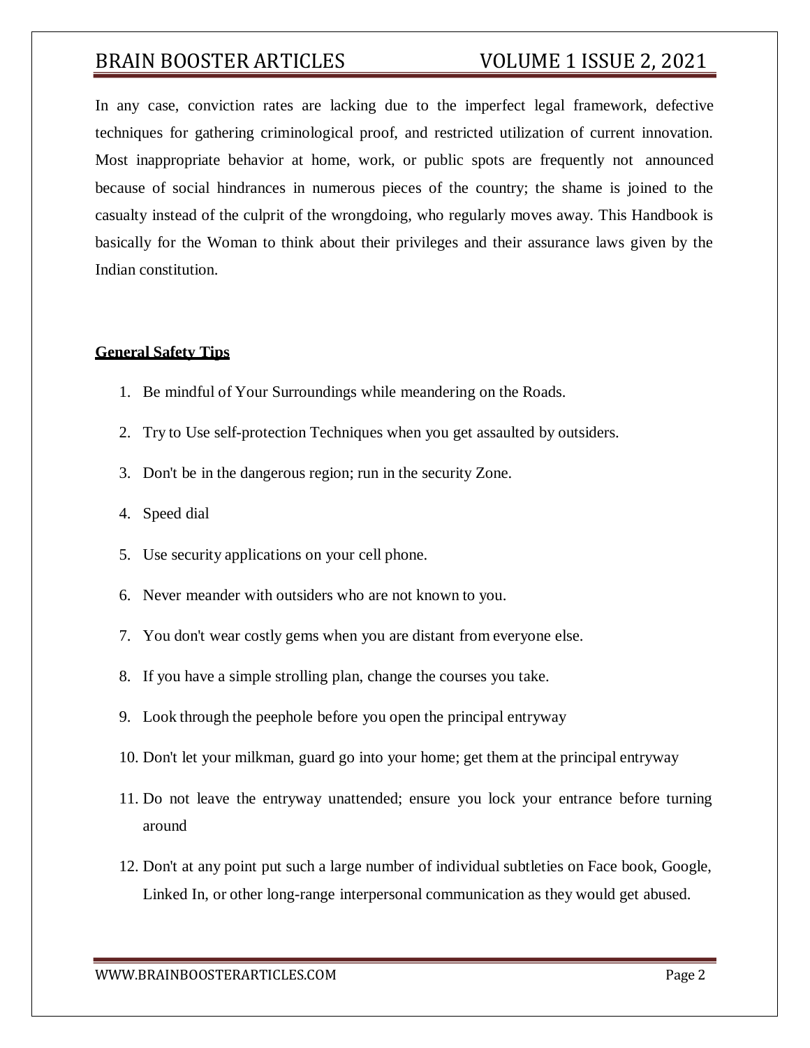In any case, conviction rates are lacking due to the imperfect legal framework, defective techniques for gathering criminological proof, and restricted utilization of current innovation. Most inappropriate behavior at home, work, or public spots are frequently not announced because of social hindrances in numerous pieces of the country; the shame is joined to the casualty instead of the culprit of the wrongdoing, who regularly moves away. This Handbook is basically for the Woman to think about their privileges and their assurance laws given by the Indian constitution.

## General Safety Tips

1. Be mindful of Your Surroundings while meandering on the Roads.
2. Try to Use self-protection Techniques when you get assaulted by outsiders.
3. Don't be in the dangerous region; run in the security Zone.
4. Speed dial
5. Use security applications on your cell phone.
6. Never meander with outsiders who are not known to you.
7. You don't wear costly gems when you are distant from everyone else.
8. If you have a simple strolling plan, change the courses you take.
9. Look through the peephole before you open the principal entryway
10. Don't let your milkman, guard go into your home; get them at the principal entryway
11. Do not leave the entryway unattended; ensure you lock your entrance before turning around
12. Don't at any point put such a large number of individual subtleties on Face book, Google, Linked In, or other long-range interpersonal communication as they would get abused.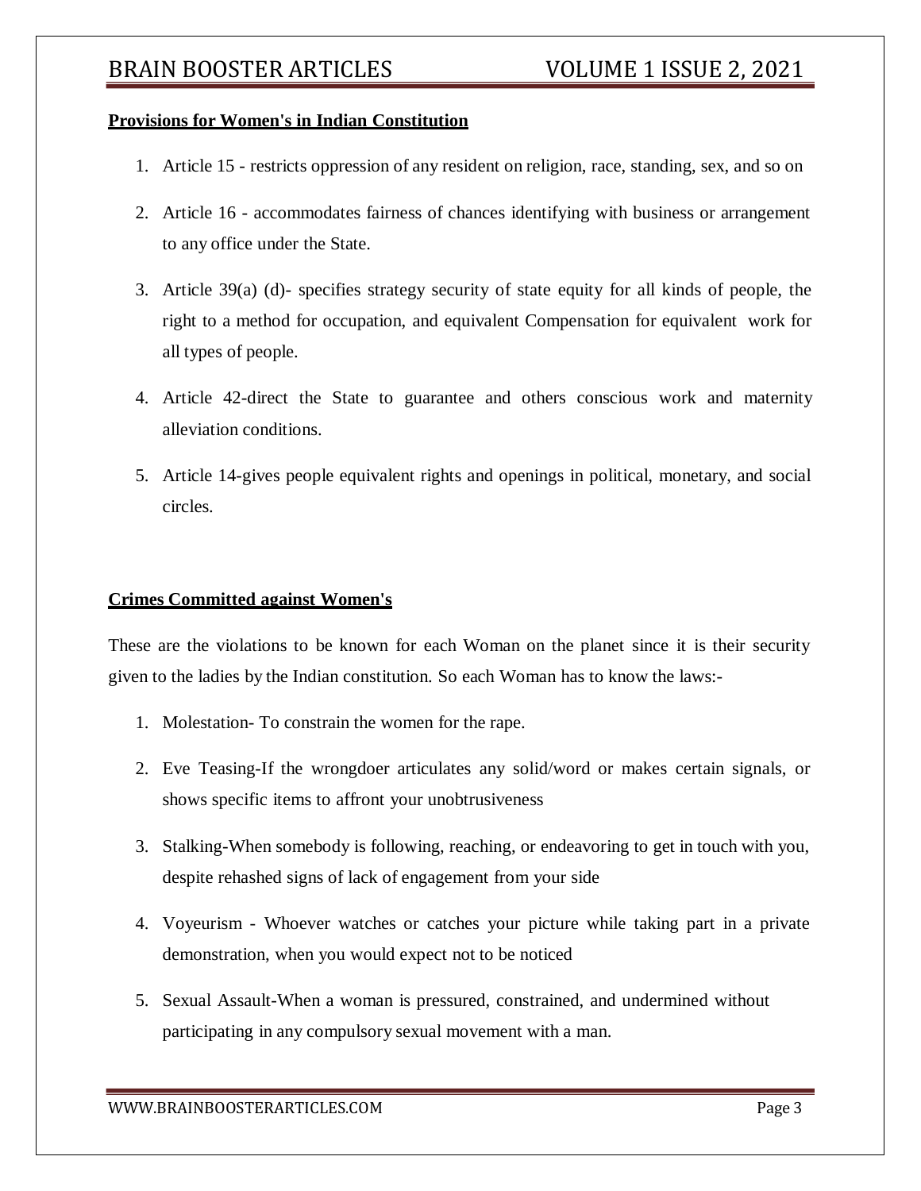**Provisions for Women's in Indian Constitution**

1. Article 15 - restricts oppression of any resident on religion, race, standing, sex, and so on
2. Article 16 - accommodates fairness of chances identifying with business or arrangement to any office under the State.
3. Article 39(a) (d)- specifies strategy security of state equity for all kinds of people, the right to a method for occupation, and equivalent Compensation for equivalent work for all types of people.
4. Article 42-direct the State to guarantee and others conscious work and maternity alleviation conditions.
5. Article 14-gives people equivalent rights and openings in political, monetary, and social circles.

**Crimes Committed against Women's**

These are the violations to be known for each Woman on the planet since it is their security given to the ladies by the Indian constitution. So each Woman has to know the laws:-

1. Molestation- To constrain the women for the rape.
2. Eve Teasing-If the wrongdoer articulates any solid/word or makes certain signals, or shows specific items to affront your unobtrusiveness
3. Stalking-When somebody is following, reaching, or endeavoring to get in touch with you, despite rehashed signs of lack of engagement from your side
4. Voyeurism - Whoever watches or catches your picture while taking part in a private demonstration, when you would expect not to be noticed
5. Sexual Assault-When a woman is pressured, constrained, and undermined without participating in any compulsory sexual movement with a man.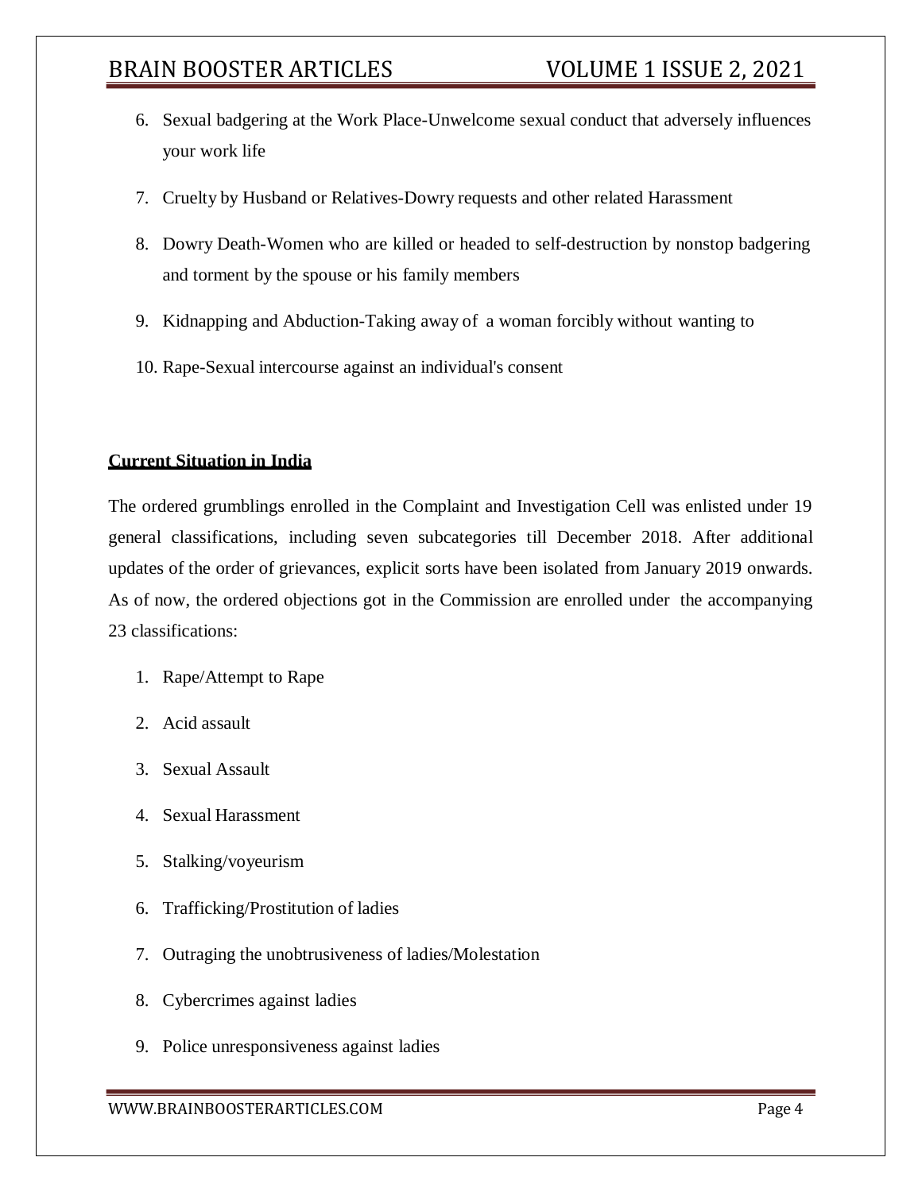6. Sexual badgering at the Work Place-Unwelcome sexual conduct that adversely influences your work life
7. Cruelty by Husband or Relatives-Dowry requests and other related Harassment
8. Dowry Death-Women who are killed or headed to self-destruction by nonstop badgering and torment by the spouse or his family members
9. Kidnapping and Abduction-Taking away of a woman forcibly without wanting to
10. Rape-Sexual intercourse against an individual's consent

**Current Situation in India**

The ordered grumblings enrolled in the Complaint and Investigation Cell was enlisted under 19 general classifications, including seven subcategories till December 2018. After additional updates of the order of grievances, explicit sorts have been isolated from January 2019 onwards. As of now, the ordered objections got in the Commission are enrolled under the accompanying 23 classifications:

1. Rape/Attempt to Rape
2. Acid assault
3. Sexual Assault
4. Sexual Harassment
5. Stalking/voyeurism
6. Trafficking/Prostitution of ladies
7. Outraging the unobtrusiveness of ladies/Molestation
8. Cybercrimes against ladies
9. Police unresponsiveness against ladies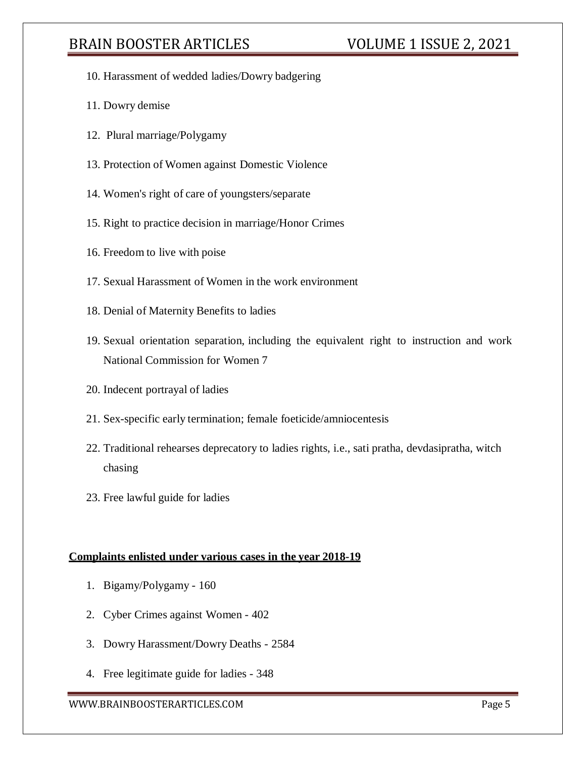10. Harassment of wedded ladies/Dowry badgering
11. Dowry demise
12. Plural marriage/Polygamy
13. Protection of Women against Domestic Violence
14. Women's right of care of youngsters/separate
15. Right to practice decision in marriage/Honor Crimes
16. Freedom to live with poise
17. Sexual Harassment of Women in the work environment
18. Denial of Maternity Benefits to ladies
19. Sexual orientation separation, including the equivalent right to instruction and work National Commission for Women 7
20. Indecent portrayal of ladies
21. Sex-specific early termination; female foeticide/amniocentesis
22. Traditional rehearses deprecatory to ladies rights, i.e., sati pratha, devdasipratha, witch chasing
23. Free lawful guide for ladies

**Complaints enlisted under various cases in the year 2018-19**

1. Bigamy/Polygamy - 160
2. Cyber Crimes against Women - 402
3. Dowry Harassment/Dowry Deaths - 2584
4. Free legitimate guide for ladies - 348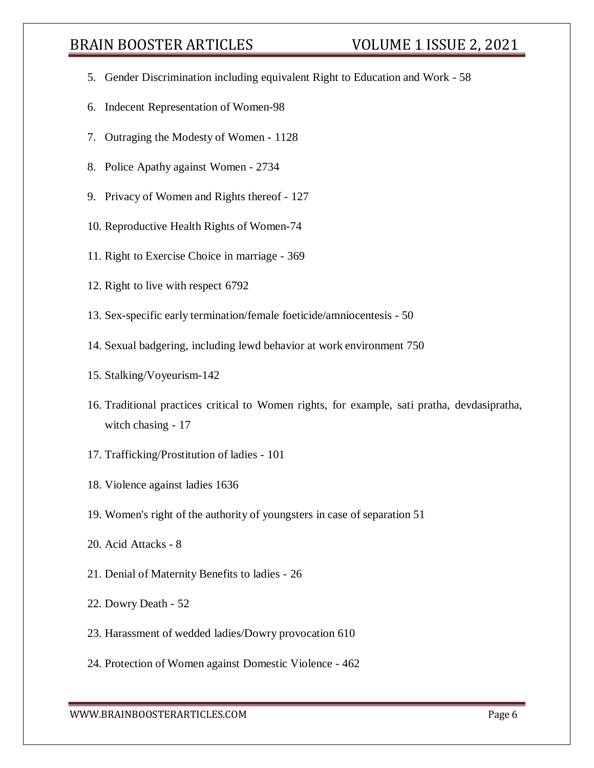5. Gender Discrimination including equivalent Right to Education and Work - 58
6. Indecent Representation of Women-98
7. Outraging the Modesty of Women - 1128
8. Police Apathy against Women - 2734
9. Privacy of Women and Rights thereof - 127
10. Reproductive Health Rights of Women-74
11. Right to Exercise Choice in marriage - 369
12. Right to live with respect 6792
13. Sex-specific early termination/female foeticide/amniocentesis - 50
14. Sexual badgering, including lewd behavior at work environment 750
15. Stalking/Voyeurism-142
16. Traditional practices critical to Women rights, for example, sati pratha, devdasipratha, witch chasing - 17
17. Trafficking/Prostitution of ladies - 101
18. Violence against ladies 1636
19. Women's right of the authority of youngsters in case of separation 51
20. Acid Attacks - 8
21. Denial of Maternity Benefits to ladies - 26
22. Dowry Death - 52
23. Harassment of wedded ladies/Dowry provocation 610
24. Protection of Women against Domestic Violence - 462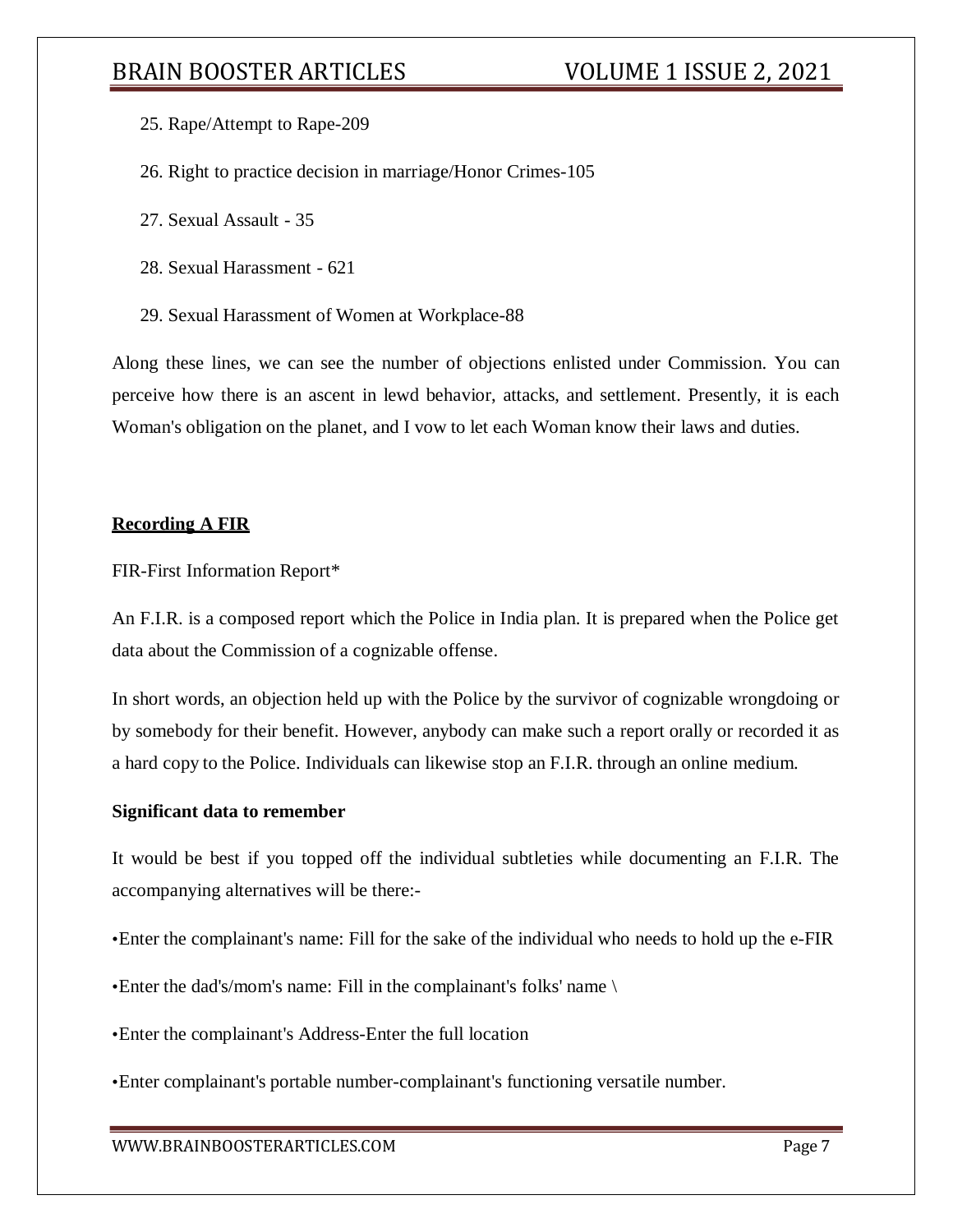25. Rape/Attempt to Rape-209

26. Right to practice decision in marriage/Honor Crimes-105

27. Sexual Assault - 35

28. Sexual Harassment - 621

29. Sexual Harassment of Women at Workplace-88

Along these lines, we can see the number of objections enlisted under Commission. You can perceive how there is an ascent in lewd behavior, attacks, and settlement. Presently, it is each Woman's obligation on the planet, and I vow to let each Woman know their laws and duties.

## Recording A FIR

FIR-First Information Report*

An F.I.R. is a composed report which the Police in India plan. It is prepared when the Police get data about the Commission of a cognizable offense.

In short words, an objection held up with the Police by the survivor of cognizable wrongdoing or by somebody for their benefit. However, anybody can make such a report orally or recorded it as a hard copy to the Police. Individuals can likewise stop an F.I.R. through an online medium.

**Significant data to remember**

It would be best if you topped off the individual subtleties while documenting an F.I.R. The accompanying alternatives will be there:-

- Enter the complainant's name: Fill for the sake of the individual who needs to hold up the e-FIR
- Enter the dad's/mom's name: Fill in the complainant's folks' name \
- Enter the complainant's Address-Enter the full location
- Enter complainant's portable number-complainant's functioning versatile number.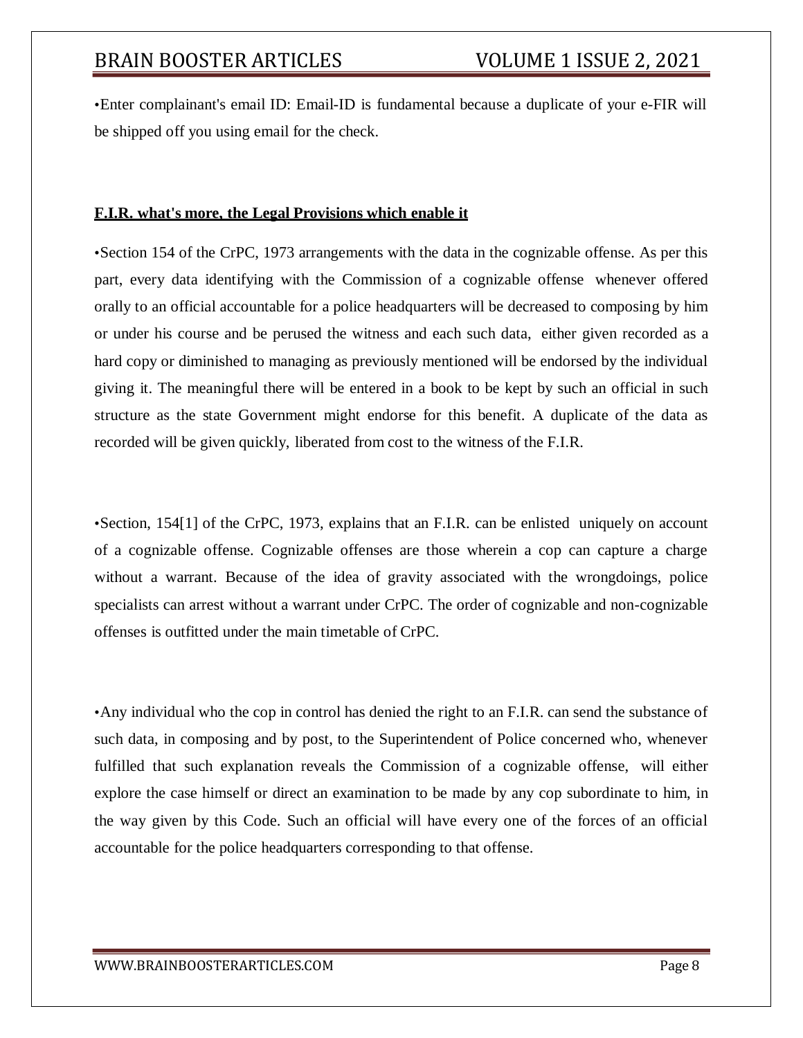•Enter complainant's email ID: Email-ID is fundamental because a duplicate of your e-FIR will be shipped off you using email for the check.

**F.I.R. what's more, the Legal Provisions which enable it**

•Section 154 of the CrPC, 1973 arrangements with the data in the cognizable offense. As per this part, every data identifying with the Commission of a cognizable offense whenever offered orally to an official accountable for a police headquarters will be decreased to composing by him or under his course and be perused the witness and each such data, either given recorded as a hard copy or diminished to managing as previously mentioned will be endorsed by the individual giving it. The meaningful there will be entered in a book to be kept by such an official in such structure as the state Government might endorse for this benefit. A duplicate of the data as recorded will be given quickly, liberated from cost to the witness of the F.I.R.

•Section, 154[1] of the CrPC, 1973, explains that an F.I.R. can be enlisted uniquely on account of a cognizable offense. Cognizable offenses are those wherein a cop can capture a charge without a warrant. Because of the idea of gravity associated with the wrongdoings, police specialists can arrest without a warrant under CrPC. The order of cognizable and non-cognizable offenses is outfitted under the main timetable of CrPC.

•Any individual who the cop in control has denied the right to an F.I.R. can send the substance of such data, in composing and by post, to the Superintendent of Police concerned who, whenever fulfilled that such explanation reveals the Commission of a cognizable offense, will either explore the case himself or direct an examination to be made by any cop subordinate to him, in the way given by this Code. Such an official will have every one of the forces of an official accountable for the police headquarters corresponding to that offense.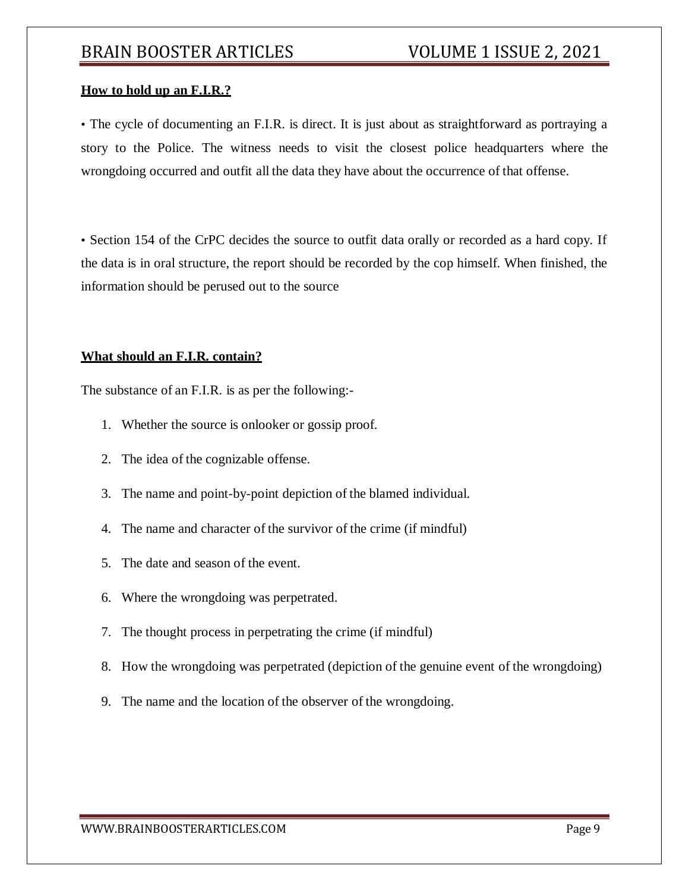**How to hold up an F.I.R.?**

• The cycle of documenting an F.I.R. is direct. It is just about as straightforward as portraying a story to the Police. The witness needs to visit the closest police headquarters where the wrongdoing occurred and outfit all the data they have about the occurrence of that offense.

• Section 154 of the CrPC decides the source to outfit data orally or recorded as a hard copy. If the data is in oral structure, the report should be recorded by the cop himself. When finished, the information should be perused out to the source

**What should an F.I.R. contain?**

The substance of an F.I.R. is as per the following:-

1. Whether the source is onlooker or gossip proof.
2. The idea of the cognizable offense.
3. The name and point-by-point depiction of the blamed individual.
4. The name and character of the survivor of the crime (if mindful)
5. The date and season of the event.
6. Where the wrongdoing was perpetrated.
7. The thought process in perpetrating the crime (if mindful)
8. How the wrongdoing was perpetrated (depiction of the genuine event of the wrongdoing)
9. The name and the location of the observer of the wrongdoing.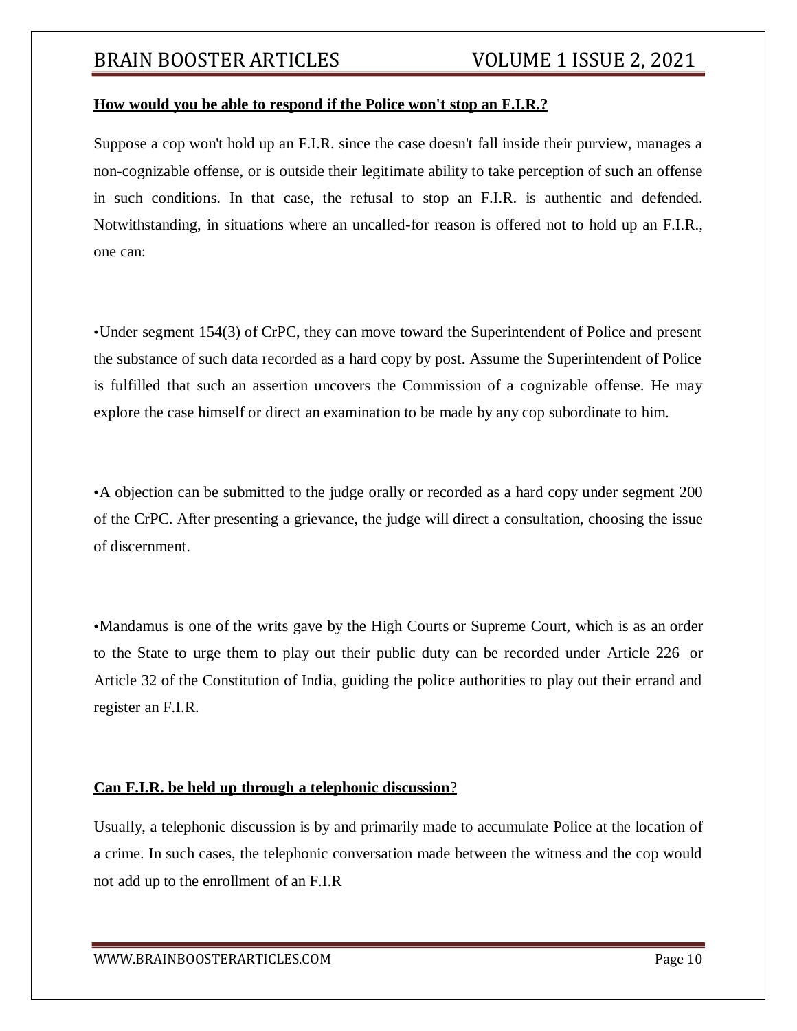**How would you be able to respond if the Police won't stop an F.I.R.?**

Suppose a cop won't hold up an F.I.R. since the case doesn't fall inside their purview, manages a non-cognizable offense, or is outside their legitimate ability to take perception of such an offense in such conditions. In that case, the refusal to stop an F.I.R. is authentic and defended. Notwithstanding, in situations where an uncalled-for reason is offered not to hold up an F.I.R., one can:

- Under segment 154(3) of CrPC, they can move toward the Superintendent of Police and present the substance of such data recorded as a hard copy by post. Assume the Superintendent of Police is fulfilled that such an assertion uncovers the Commission of a cognizable offense. He may explore the case himself or direct an examination to be made by any cop subordinate to him.

- A objection can be submitted to the judge orally or recorded as a hard copy under segment 200 of the CrPC. After presenting a grievance, the judge will direct a consultation, choosing the issue of discernment.

- Mandamus is one of the writs gave by the High Courts or Supreme Court, which is as an order to the State to urge them to play out their public duty can be recorded under Article 226 or Article 32 of the Constitution of India, guiding the police authorities to play out their errand and register an F.I.R.

**Can F.I.R. be held up through a telephonic discussion?**

Usually, a telephonic discussion is by and primarily made to accumulate Police at the location of a crime. In such cases, the telephonic conversation made between the witness and the cop would not add up to the enrollment of an F.I.R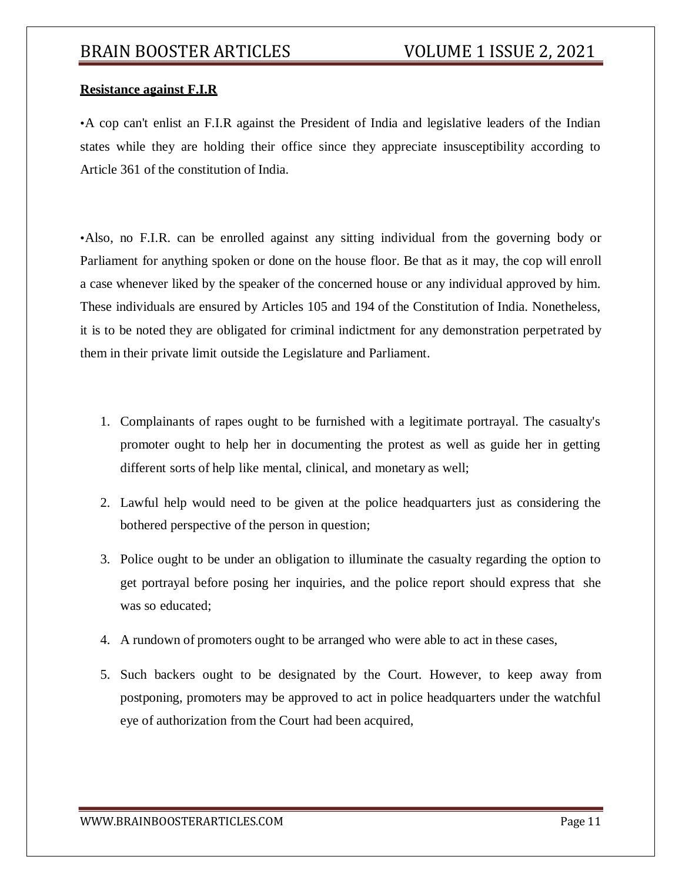**Resistance against F.I.R**

•A cop can't enlist an F.I.R against the President of India and legislative leaders of the Indian states while they are holding their office since they appreciate insusceptibility according to Article 361 of the constitution of India.

•Also, no F.I.R. can be enrolled against any sitting individual from the governing body or Parliament for anything spoken or done on the house floor. Be that as it may, the cop will enroll a case whenever liked by the speaker of the concerned house or any individual approved by him. These individuals are ensured by Articles 105 and 194 of the Constitution of India. Nonetheless, it is to be noted they are obligated for criminal indictment for any demonstration perpetrated by them in their private limit outside the Legislature and Parliament.

1. Complainants of rapes ought to be furnished with a legitimate portrayal. The casualty's promoter ought to help her in documenting the protest as well as guide her in getting different sorts of help like mental, clinical, and monetary as well;
2. Lawful help would need to be given at the police headquarters just as considering the bothered perspective of the person in question;
3. Police ought to be under an obligation to illuminate the casualty regarding the option to get portrayal before posing her inquiries, and the police report should express that she was so educated;
4. A rundown of promoters ought to be arranged who were able to act in these cases,
5. Such backers ought to be designated by the Court. However, to keep away from postponing, promoters may be approved to act in police headquarters under the watchful eye of authorization from the Court had been acquired,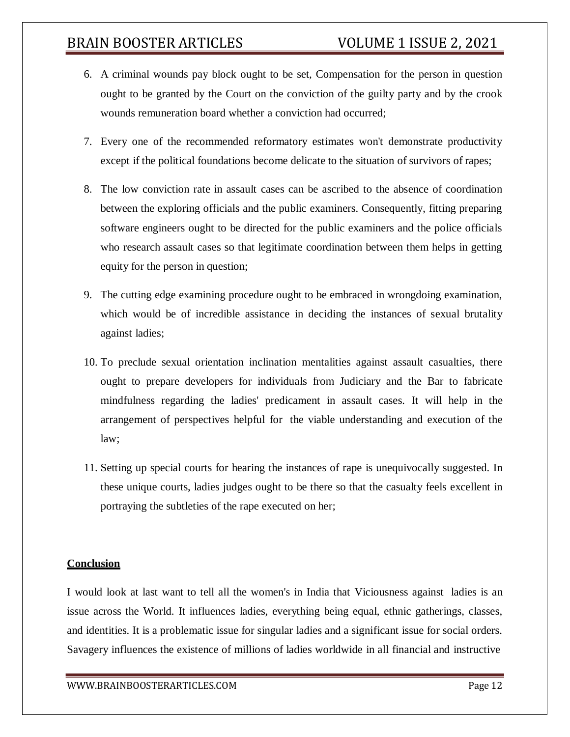6. A criminal wounds pay block ought to be set, Compensation for the person in question ought to be granted by the Court on the conviction of the guilty party and by the crook wounds remuneration board whether a conviction had occurred;

7. Every one of the recommended reformatory estimates won't demonstrate productivity except if the political foundations become delicate to the situation of survivors of rapes;

8. The low conviction rate in assault cases can be ascribed to the absence of coordination between the exploring officials and the public examiners. Consequently, fitting preparing software engineers ought to be directed for the public examiners and the police officials who research assault cases so that legitimate coordination between them helps in getting equity for the person in question;

9. The cutting edge examining procedure ought to be embraced in wrongdoing examination, which would be of incredible assistance in deciding the instances of sexual brutality against ladies;

10. To preclude sexual orientation inclination mentalities against assault casualties, there ought to prepare developers for individuals from Judiciary and the Bar to fabricate mindfulness regarding the ladies' predicament in assault cases. It will help in the arrangement of perspectives helpful for the viable understanding and execution of the law;

11. Setting up special courts for hearing the instances of rape is unequivocally suggested. In these unique courts, ladies judges ought to be there so that the casualty feels excellent in portraying the subtleties of the rape executed on her;

**Conclusion**

I would look at last want to tell all the women's in India that Viciousness against ladies is an issue across the World. It influences ladies, everything being equal, ethnic gatherings, classes, and identities. It is a problematic issue for singular ladies and a significant issue for social orders. Savagery influences the existence of millions of ladies worldwide in all financial and instructive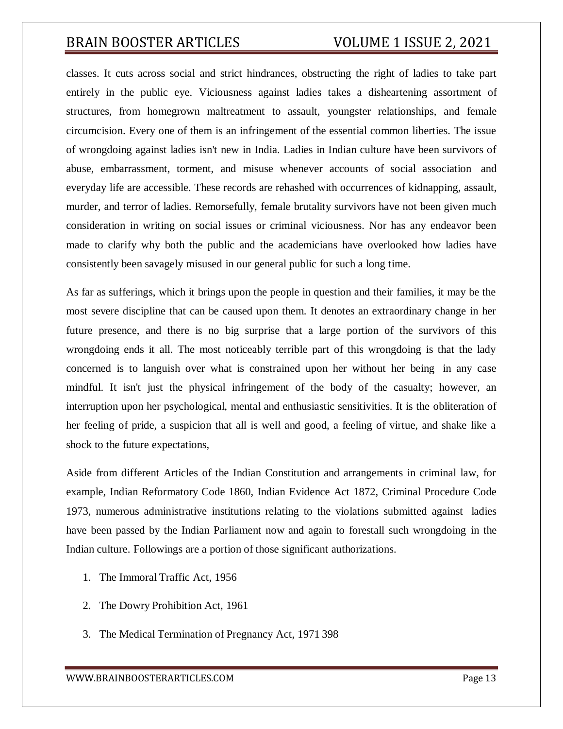classes. It cuts across social and strict hindrances, obstructing the right of ladies to take part entirely in the public eye. Viciousness against ladies takes a disheartening assortment of structures, from homegrown maltreatment to assault, youngster relationships, and female circumcision. Every one of them is an infringement of the essential common liberties. The issue of wrongdoing against ladies isn't new in India. Ladies in Indian culture have been survivors of abuse, embarrassment, torment, and misuse whenever accounts of social association and everyday life are accessible. These records are rehashed with occurrences of kidnapping, assault, murder, and terror of ladies. Remorsefully, female brutality survivors have not been given much consideration in writing on social issues or criminal viciousness. Nor has any endeavor been made to clarify why both the public and the academicians have overlooked how ladies have consistently been savagely misused in our general public for such a long time.

As far as sufferings, which it brings upon the people in question and their families, it may be the most severe discipline that can be caused upon them. It denotes an extraordinary change in her future presence, and there is no big surprise that a large portion of the survivors of this wrongdoing ends it all. The most noticeably terrible part of this wrongdoing is that the lady concerned is to languish over what is constrained upon her without her being in any case mindful. It isn't just the physical infringement of the body of the casualty; however, an interruption upon her psychological, mental and enthusiastic sensitivities. It is the obliteration of her feeling of pride, a suspicion that all is well and good, a feeling of virtue, and shake like a shock to the future expectations,

Aside from different Articles of the Indian Constitution and arrangements in criminal law, for example, Indian Reformatory Code 1860, Indian Evidence Act 1872, Criminal Procedure Code 1973, numerous administrative institutions relating to the violations submitted against ladies have been passed by the Indian Parliament now and again to forestall such wrongdoing in the Indian culture. Followings are a portion of those significant authorizations.

1. The Immoral Traffic Act, 1956
2. The Dowry Prohibition Act, 1961
3. The Medical Termination of Pregnancy Act, 1971 398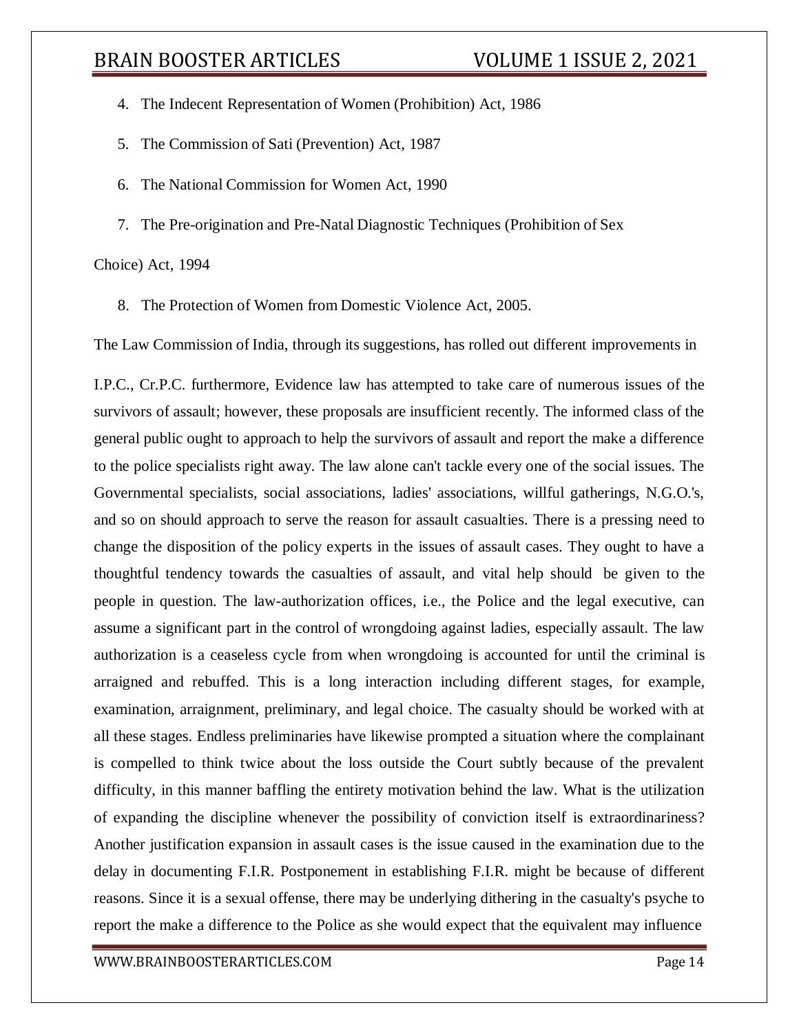4. The Indecent Representation of Women (Prohibition) Act, 1986
5. The Commission of Sati (Prevention) Act, 1987
6. The National Commission for Women Act, 1990
7. The Pre-origination and Pre-Natal Diagnostic Techniques (Prohibition of Sex Choice) Act, 1994
8. The Protection of Women from Domestic Violence Act, 2005.

The Law Commission of India, through its suggestions, has rolled out different improvements in I.P.C., Cr.P.C. furthermore, Evidence law has attempted to take care of numerous issues of the survivors of assault; however, these proposals are insufficient recently. The informed class of the general public ought to approach to help the survivors of assault and report the make a difference to the police specialists right away. The law alone can't tackle every one of the social issues. The Governmental specialists, social associations, ladies' associations, willful gatherings, N.G.O.'s, and so on should approach to serve the reason for assault casualties. There is a pressing need to change the disposition of the policy experts in the issues of assault cases. They ought to have a thoughtful tendency towards the casualties of assault, and vital help should be given to the people in question. The law-authorization offices, i.e., the Police and the legal executive, can assume a significant part in the control of wrongdoing against ladies, especially assault. The law authorization is a ceaseless cycle from when wrongdoing is accounted for until the criminal is arraigned and rebuffed. This is a long interaction including different stages, for example, examination, arraignment, preliminary, and legal choice. The casualty should be worked with at all these stages. Endless preliminaries have likewise prompted a situation where the complainant is compelled to think twice about the loss outside the Court subtly because of the prevalent difficulty, in this manner baffling the entirety motivation behind the law. What is the utilization of expanding the discipline whenever the possibility of conviction itself is extraordinariness? Another justification expansion in assault cases is the issue caused in the examination due to the delay in documenting F.I.R. Postponement in establishing F.I.R. might be because of different reasons. Since it is a sexual offense, there may be underlying dithering in the casualty's psyche to report the make a difference to the Police as she would expect that the equivalent may influence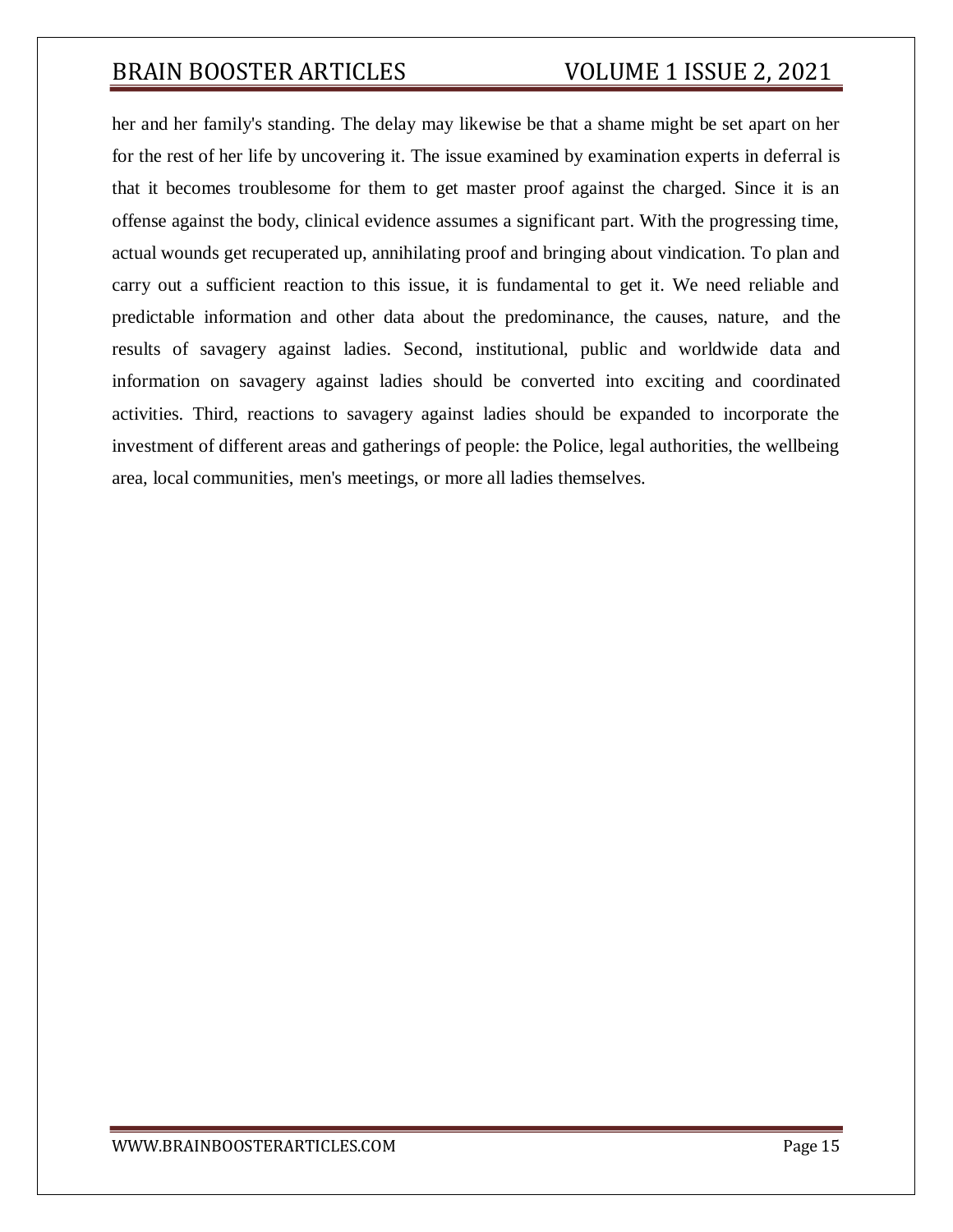her and her family's standing. The delay may likewise be that a shame might be set apart on her for the rest of her life by uncovering it. The issue examined by examination experts in deferral is that it becomes troublesome for them to get master proof against the charged. Since it is an offense against the body, clinical evidence assumes a significant part. With the progressing time, actual wounds get recuperated up, annihilating proof and bringing about vindication. To plan and carry out a sufficient reaction to this issue, it is fundamental to get it. We need reliable and predictable information and other data about the predominance, the causes, nature, and the results of savagery against ladies. Second, institutional, public and worldwide data and information on savagery against ladies should be converted into exciting and coordinated activities. Third, reactions to savagery against ladies should be expanded to incorporate the investment of different areas and gatherings of people: the Police, legal authorities, the wellbeing area, local communities, men's meetings, or more all ladies themselves.